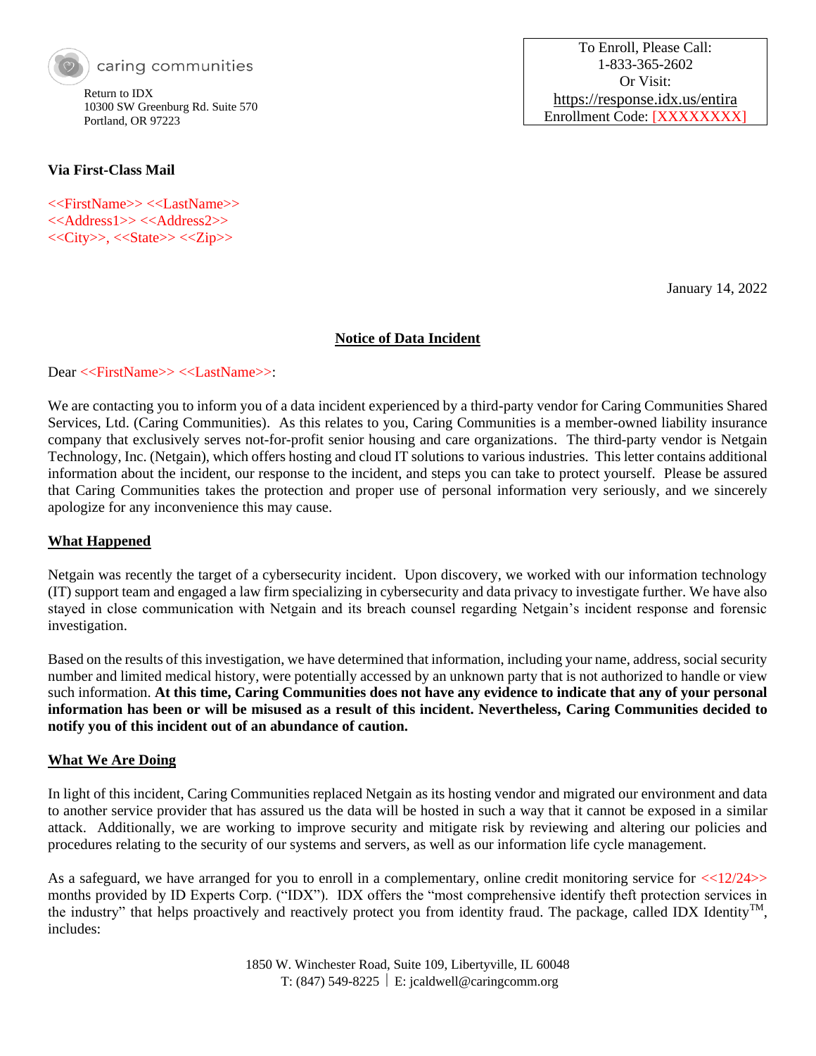caring communities

Return to IDX
10300 SW Greenburg Rd. Suite 570
Portland, OR 97223

To Enroll, Please Call:
1-833-365-2602
Or Visit:
https://response.idx.us/entira
Enrollment Code: [XXXXXXXX]

**Via First-Class Mail**

<<FirstName>> <<LastName>>
<<Address1>> <<Address2>>
<<City>>, <<State>> <<Zip>>

January 14, 2022

**Notice of Data Incident**

Dear <<FirstName>> <<LastName>>:

We are contacting you to inform you of a data incident experienced by a third-party vendor for Caring Communities Shared Services, Ltd. (Caring Communities). As this relates to you, Caring Communities is a member-owned liability insurance company that exclusively serves not-for-profit senior housing and care organizations. The third-party vendor is Netgain Technology, Inc. (Netgain), which offers hosting and cloud IT solutions to various industries. This letter contains additional information about the incident, our response to the incident, and steps you can take to protect yourself. Please be assured that Caring Communities takes the protection and proper use of personal information very seriously, and we sincerely apologize for any inconvenience this may cause.

**What Happened**

Netgain was recently the target of a cybersecurity incident. Upon discovery, we worked with our information technology (IT) support team and engaged a law firm specializing in cybersecurity and data privacy to investigate further. We have also stayed in close communication with Netgain and its breach counsel regarding Netgain's incident response and forensic investigation.

Based on the results of this investigation, we have determined that information, including your name, address, social security number and limited medical history, were potentially accessed by an unknown party that is not authorized to handle or view such information. **At this time, Caring Communities does not have any evidence to indicate that any of your personal information has been or will be misused as a result of this incident. Nevertheless, Caring Communities decided to notify you of this incident out of an abundance of caution.**

**What We Are Doing**

In light of this incident, Caring Communities replaced Netgain as its hosting vendor and migrated our environment and data to another service provider that has assured us the data will be hosted in such a way that it cannot be exposed in a similar attack. Additionally, we are working to improve security and mitigate risk by reviewing and altering our policies and procedures relating to the security of our systems and servers, as well as our information life cycle management.

As a safeguard, we have arranged for you to enroll in a complementary, online credit monitoring service for <<12/24>> months provided by ID Experts Corp. ("IDX"). IDX offers the "most comprehensive identify theft protection services in the industry" that helps proactively and reactively protect you from identity fraud. The package, called IDX Identity™, includes:

1850 W. Winchester Road, Suite 109, Libertyville, IL 60048
T: (847) 549-8225 | E: jcaldwell@caringcomm.org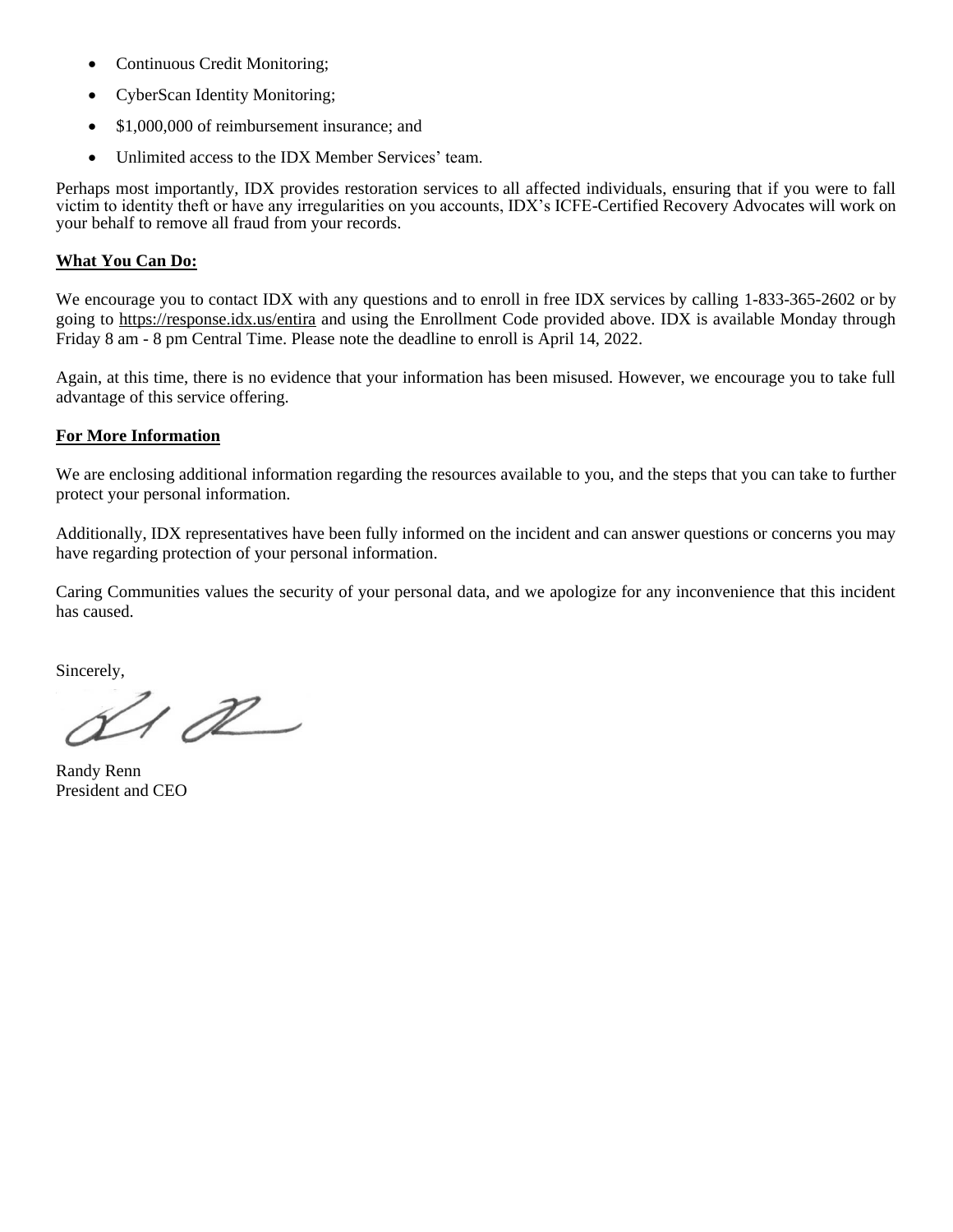- Continuous Credit Monitoring;
- CyberScan Identity Monitoring;
- $1,000,000 of reimbursement insurance; and
- Unlimited access to the IDX Member Services' team.

Perhaps most importantly, IDX provides restoration services to all affected individuals, ensuring that if you were to fall victim to identity theft or have any irregularities on you accounts, IDX's ICFE-Certified Recovery Advocates will work on your behalf to remove all fraud from your records.

**What You Can Do:**

We encourage you to contact IDX with any questions and to enroll in free IDX services by calling 1-833-365-2602 or by going to https://response.idx.us/entira and using the Enrollment Code provided above. IDX is available Monday through Friday 8 am - 8 pm Central Time. Please note the deadline to enroll is April 14, 2022.

Again, at this time, there is no evidence that your information has been misused. However, we encourage you to take full advantage of this service offering.

**For More Information**

We are enclosing additional information regarding the resources available to you, and the steps that you can take to further protect your personal information.

Additionally, IDX representatives have been fully informed on the incident and can answer questions or concerns you may have regarding protection of your personal information.

Caring Communities values the security of your personal data, and we apologize for any inconvenience that this incident has caused.

Sincerely,

Randy Renn
President and CEO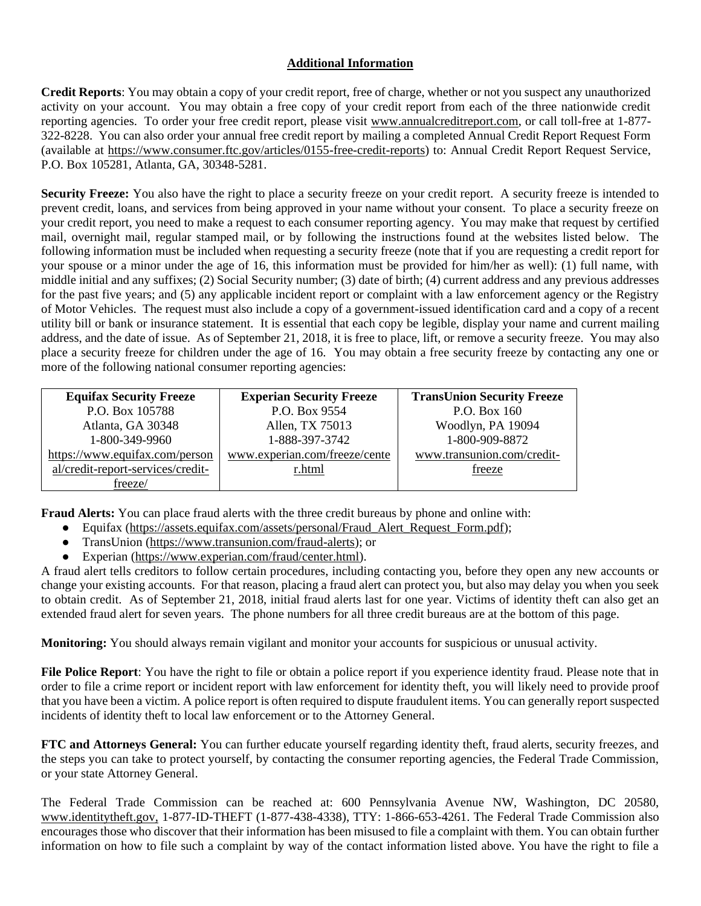## Additional Information

**Credit Reports**: You may obtain a copy of your credit report, free of charge, whether or not you suspect any unauthorized activity on your account. You may obtain a free copy of your credit report from each of the three nationwide credit reporting agencies. To order your free credit report, please visit www.annualcreditreport.com, or call toll-free at 1-877-322-8228. You can also order your annual free credit report by mailing a completed Annual Credit Report Request Form (available at https://www.consumer.ftc.gov/articles/0155-free-credit-reports) to: Annual Credit Report Request Service, P.O. Box 105281, Atlanta, GA, 30348-5281.

**Security Freeze:** You also have the right to place a security freeze on your credit report. A security freeze is intended to prevent credit, loans, and services from being approved in your name without your consent. To place a security freeze on your credit report, you need to make a request to each consumer reporting agency. You may make that request by certified mail, overnight mail, regular stamped mail, or by following the instructions found at the websites listed below. The following information must be included when requesting a security freeze (note that if you are requesting a credit report for your spouse or a minor under the age of 16, this information must be provided for him/her as well): (1) full name, with middle initial and any suffixes; (2) Social Security number; (3) date of birth; (4) current address and any previous addresses for the past five years; and (5) any applicable incident report or complaint with a law enforcement agency or the Registry of Motor Vehicles. The request must also include a copy of a government-issued identification card and a copy of a recent utility bill or bank or insurance statement. It is essential that each copy be legible, display your name and current mailing address, and the date of issue. As of September 21, 2018, it is free to place, lift, or remove a security freeze. You may also place a security freeze for children under the age of 16. You may obtain a free security freeze by contacting any one or more of the following national consumer reporting agencies:

| Equifax Security Freeze | Experian Security Freeze | TransUnion Security Freeze |
|---|---|---|
| P.O. Box 105788<br>Atlanta, GA 30348<br>1-800-349-9960<br>https://www.equifax.com/personal/credit-report-services/credit-freeze/ | P.O. Box 9554<br>Allen, TX 75013<br>1-888-397-3742<br>www.experian.com/freeze/center.html | P.O. Box 160<br>Woodlyn, PA 19094<br>1-800-909-8872<br>www.transunion.com/credit-freeze |

**Fraud Alerts:** You can place fraud alerts with the three credit bureaus by phone and online with:

- Equifax (https://assets.equifax.com/assets/personal/Fraud_Alert_Request_Form.pdf);
- TransUnion (https://www.transunion.com/fraud-alerts); or
- Experian (https://www.experian.com/fraud/center.html).

A fraud alert tells creditors to follow certain procedures, including contacting you, before they open any new accounts or change your existing accounts. For that reason, placing a fraud alert can protect you, but also may delay you when you seek to obtain credit. As of September 21, 2018, initial fraud alerts last for one year. Victims of identity theft can also get an extended fraud alert for seven years. The phone numbers for all three credit bureaus are at the bottom of this page.

**Monitoring:** You should always remain vigilant and monitor your accounts for suspicious or unusual activity.

**File Police Report**: You have the right to file or obtain a police report if you experience identity fraud. Please note that in order to file a crime report or incident report with law enforcement for identity theft, you will likely need to provide proof that you have been a victim. A police report is often required to dispute fraudulent items. You can generally report suspected incidents of identity theft to local law enforcement or to the Attorney General.

**FTC and Attorneys General:** You can further educate yourself regarding identity theft, fraud alerts, security freezes, and the steps you can take to protect yourself, by contacting the consumer reporting agencies, the Federal Trade Commission, or your state Attorney General.

The Federal Trade Commission can be reached at: 600 Pennsylvania Avenue NW, Washington, DC 20580, www.identitytheft.gov, 1-877-ID-THEFT (1-877-438-4338), TTY: 1-866-653-4261. The Federal Trade Commission also encourages those who discover that their information has been misused to file a complaint with them. You can obtain further information on how to file such a complaint by way of the contact information listed above. You have the right to file a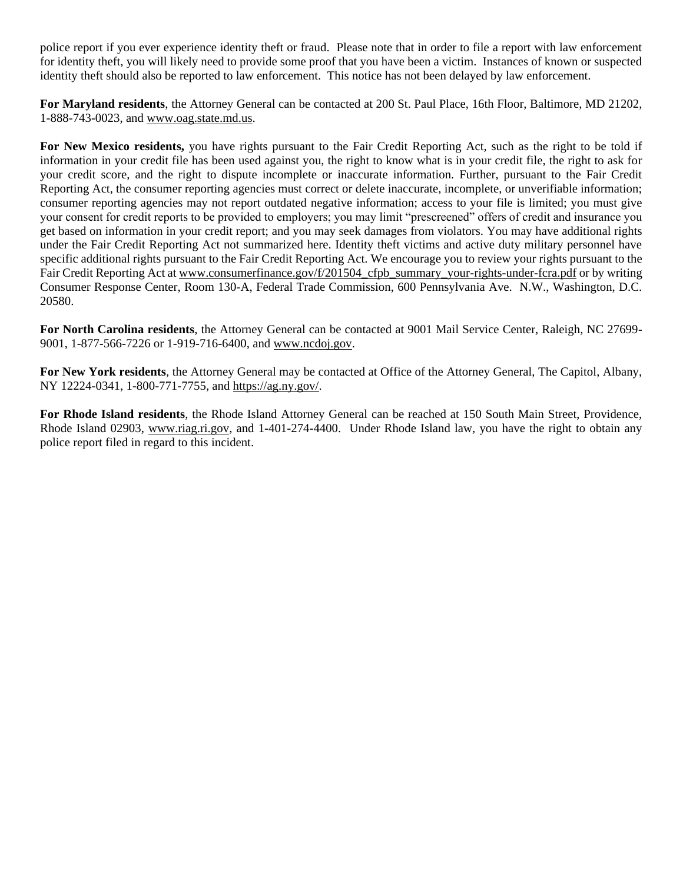police report if you ever experience identity theft or fraud. Please note that in order to file a report with law enforcement for identity theft, you will likely need to provide some proof that you have been a victim. Instances of known or suspected identity theft should also be reported to law enforcement. This notice has not been delayed by law enforcement.

**For Maryland residents**, the Attorney General can be contacted at 200 St. Paul Place, 16th Floor, Baltimore, MD 21202, 1-888-743-0023, and www.oag.state.md.us.

**For New Mexico residents,** you have rights pursuant to the Fair Credit Reporting Act, such as the right to be told if information in your credit file has been used against you, the right to know what is in your credit file, the right to ask for your credit score, and the right to dispute incomplete or inaccurate information. Further, pursuant to the Fair Credit Reporting Act, the consumer reporting agencies must correct or delete inaccurate, incomplete, or unverifiable information; consumer reporting agencies may not report outdated negative information; access to your file is limited; you must give your consent for credit reports to be provided to employers; you may limit "prescreened" offers of credit and insurance you get based on information in your credit report; and you may seek damages from violators. You may have additional rights under the Fair Credit Reporting Act not summarized here. Identity theft victims and active duty military personnel have specific additional rights pursuant to the Fair Credit Reporting Act. We encourage you to review your rights pursuant to the Fair Credit Reporting Act at www.consumerfinance.gov/f/201504_cfpb_summary_your-rights-under-fcra.pdf or by writing Consumer Response Center, Room 130-A, Federal Trade Commission, 600 Pennsylvania Ave. N.W., Washington, D.C. 20580.

**For North Carolina residents**, the Attorney General can be contacted at 9001 Mail Service Center, Raleigh, NC 27699-9001, 1-877-566-7226 or 1-919-716-6400, and www.ncdoj.gov.

**For New York residents**, the Attorney General may be contacted at Office of the Attorney General, The Capitol, Albany, NY 12224-0341, 1-800-771-7755, and https://ag.ny.gov/.

**For Rhode Island residents**, the Rhode Island Attorney General can be reached at 150 South Main Street, Providence, Rhode Island 02903, www.riag.ri.gov, and 1-401-274-4400. Under Rhode Island law, you have the right to obtain any police report filed in regard to this incident.